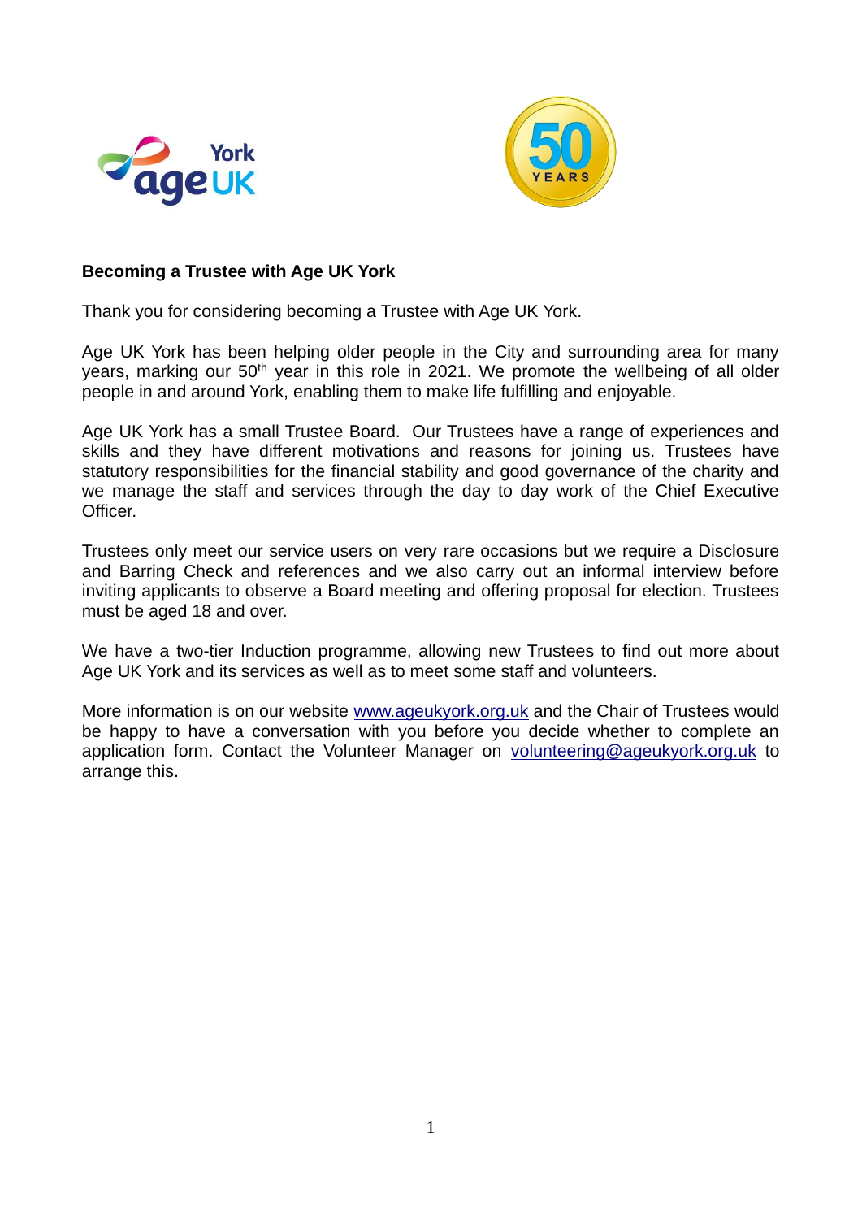**Becoming a Trustee with Age UK York**

Thank you for considering becoming a Trustee with Age UK York.

Age UK York has been helping older people in the City and surrounding area for many years, marking our 50th year in this role in 2021. We promote the wellbeing of all older people in and around York, enabling them to make life fulfilling and enjoyable.

Age UK York has a small Trustee Board. Our Trustees have a range of experiences and skills and they have different motivations and reasons for joining us. Trustees have statutory responsibilities for the financial stability and good governance of the charity and we manage the staff and services through the day to day work of the Chief Executive Officer.

Trustees only meet our service users on very rare occasions but we require a Disclosure and Barring Check and references and we also carry out an informal interview before inviting applicants to observe a Board meeting and offering proposal for election. Trustees must be aged 18 and over.

We have a two-tier Induction programme, allowing new Trustees to find out more about Age UK York and its services as well as to meet some staff and volunteers.

More information is on our website [www.ageukyork.org.uk](http://www.ageukyork.org.uk) and the Chair of Trustees would be happy to have a conversation with you before you decide whether to complete an application form. Contact the Volunteer Manager on [volunteering@ageukyork.org.uk](mailto:volunteering@ageukyork.org.uk) to arrange this.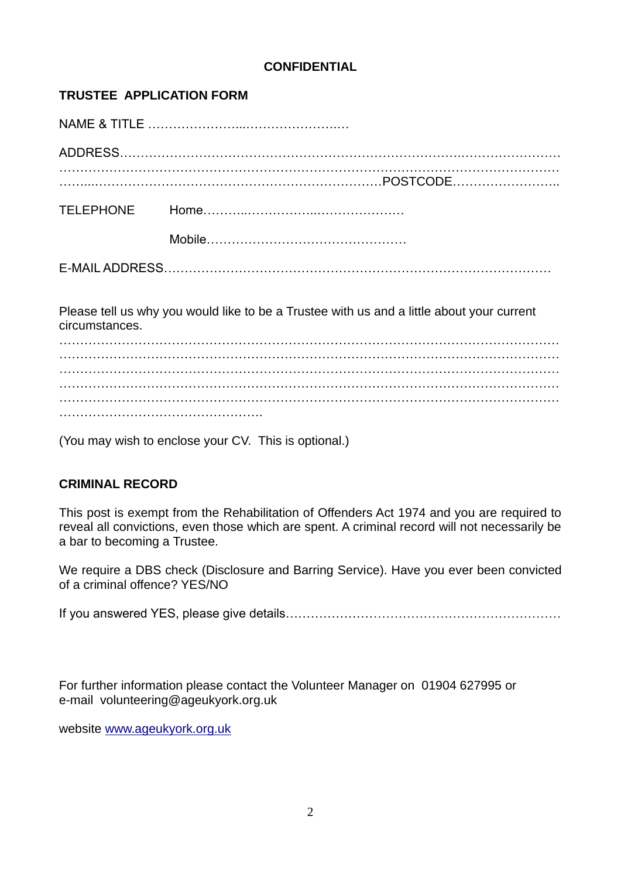**CONFIDENTIAL**

## TRUSTEE APPLICATION FORM

NAME & TITLE ……………………...…………………….…

ADDRESS……………………………………………………………………….………………………
…………………………………………………………………………………………………………
……...…………………………………………………………POSTCODE……………………..

TELEPHONE Home………..………………..…………………

Mobile…………………………………………

E-MAIL ADDRESS……………………………………………………………………………

Please tell us why you would like to be a Trustee with us and a little about your current circumstances.
…………………………………………………………………………………………………………
…………………………………………………………………………………………………………
…………………………………………………………………………………………………………
…………………………………………………………………………………………………………
…………………………………………………………………………………………………………
………………………………………….

(You may wish to enclose your CV. This is optional.)

**CRIMINAL RECORD**

This post is exempt from the Rehabilitation of Offenders Act 1974 and you are required to reveal all convictions, even those which are spent. A criminal record will not necessarily be a bar to becoming a Trustee.

We require a DBS check (Disclosure and Barring Service). Have you ever been convicted of a criminal offence? YES/NO

If you answered YES, please give details…………………………………………………………

For further information please contact the Volunteer Manager on 01904 627995 or e-mail volunteering@ageukyork.org.uk

website www.ageukyork.org.uk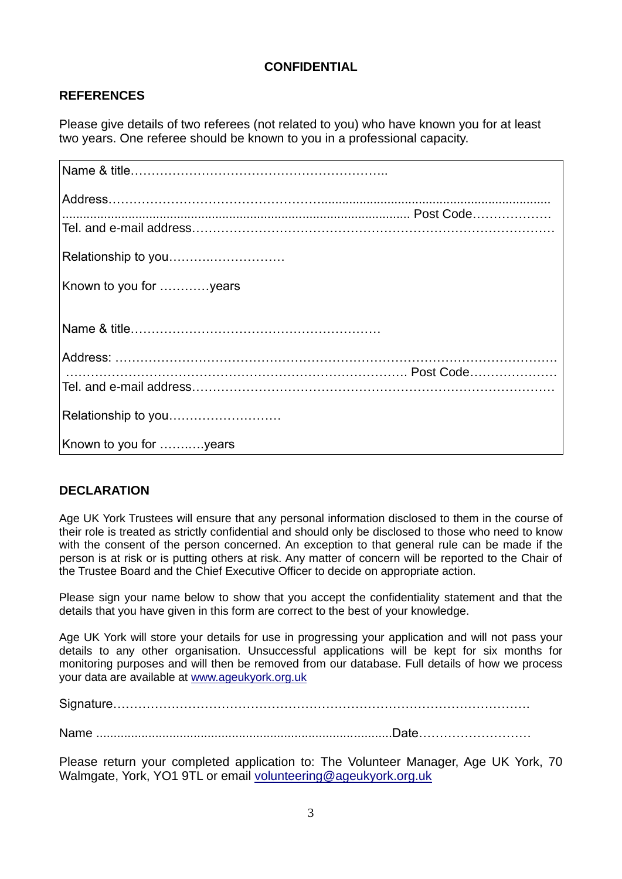**CONFIDENTIAL**

## REFERENCES

Please give details of two referees (not related to you) who have known you for at least two years. One referee should be known to you in a professional capacity.

Name & title……………………………………………………..

Address……………………………………………...................................................................
.................................................................................................. Post Code………………
Tel. and e-mail address………………………………………………………………………

Relationship to you……….………………

Known to you for …………years

Name & title……………………………………………………

Address: ………………………………………………………………………………………….
……………………………………………………………………. Post Code…………………
Tel. and e-mail address………………………………………………………………………

Relationship to you………………………

Known to you for ……….years

## DECLARATION

Age UK York Trustees will ensure that any personal information disclosed to them in the course of their role is treated as strictly confidential and should only be disclosed to those who need to know with the consent of the person concerned. An exception to that general rule can be made if the person is at risk or is putting others at risk. Any matter of concern will be reported to the Chair of the Trustee Board and the Chief Executive Officer to decide on appropriate action.

Please sign your name below to show that you accept the confidentiality statement and that the details that you have given in this form are correct to the best of your knowledge.

Age UK York will store your details for use in progressing your application and will not pass your details to any other organisation. Unsuccessful applications will be kept for six months for monitoring purposes and will then be removed from our database. Full details of how we process your data are available at www.ageukyork.org.uk

Signature……………………………………………………………………………………….

Name .....................................................................................Date………………………

Please return your completed application to: The Volunteer Manager, Age UK York, 70 Walmgate, York, YO1 9TL or email volunteering@ageukyork.org.uk